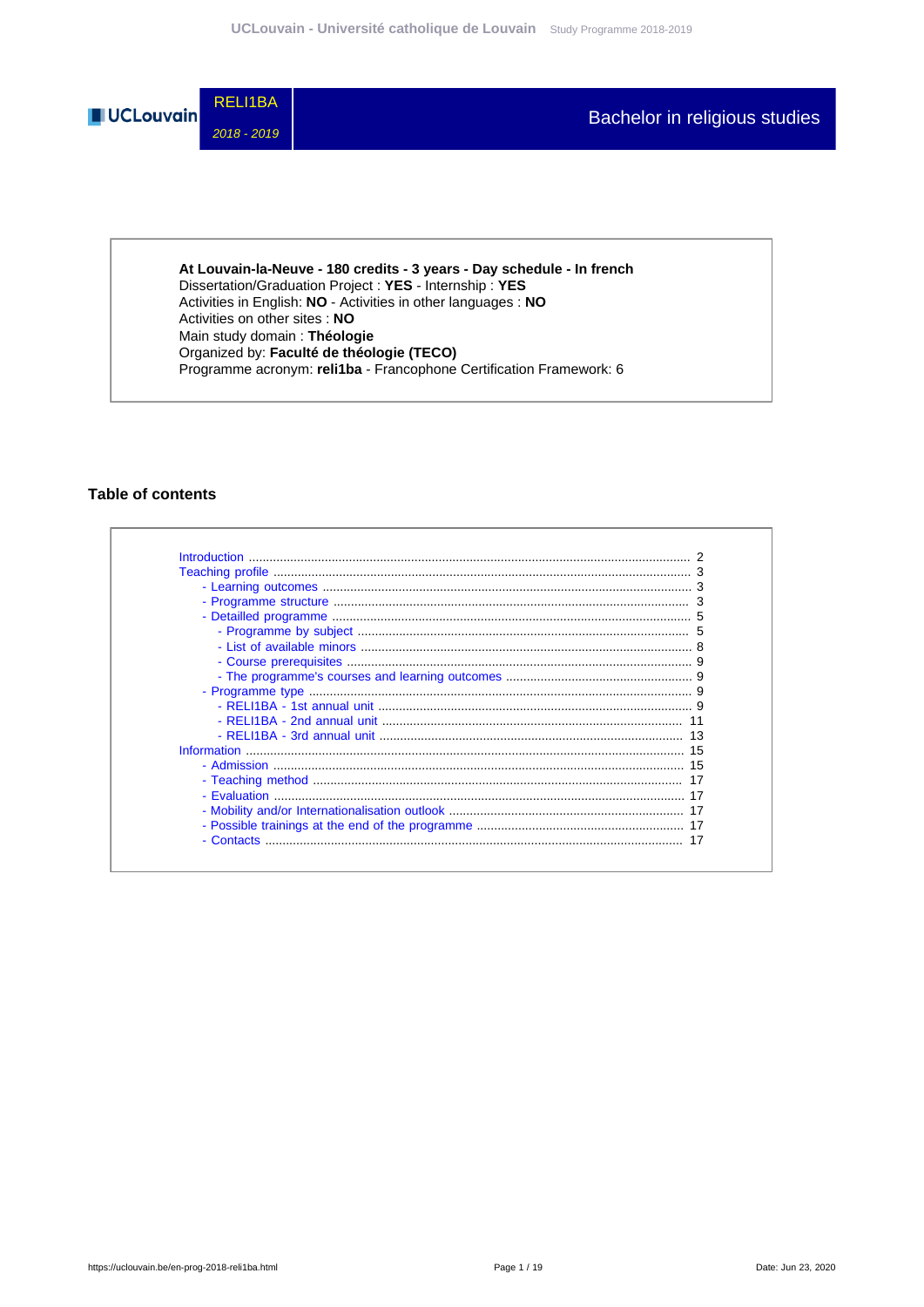RELI1BA

*2018 - 2019*

# Bachelor in religious studies

**At Louvain-la-Neuve - 180 credits - 3 years - Day schedule - In french**
Dissertation/Graduation Project : **YES** - Internship : **YES**
Activities in English: **NO** - Activities in other languages : **NO**
Activities on other sites : **NO**
Main study domain : **Théologie**
Organized by: **Faculté de théologie (TECO)**
Programme acronym: **reli1ba** - Francophone Certification Framework: 6

## Table of contents

- Introduction ..... 2
- Teaching profile ..... 3
  - Learning outcomes ..... 3
  - Programme structure ..... 3
  - Detailled programme ..... 5
    - Programme by subject ..... 5
    - List of available minors ..... 8
    - Course prerequisites ..... 9
    - The programme's courses and learning outcomes ..... 9
  - Programme type ..... 9
    - RELI1BA - 1st annual unit ..... 9
    - RELI1BA - 2nd annual unit ..... 11
    - RELI1BA - 3rd annual unit ..... 13
- Information ..... 15
  - Admission ..... 15
  - Teaching method ..... 17
  - Evaluation ..... 17
  - Mobility and/or Internationalisation outlook ..... 17
  - Possible trainings at the end of the programme ..... 17
  - Contacts ..... 17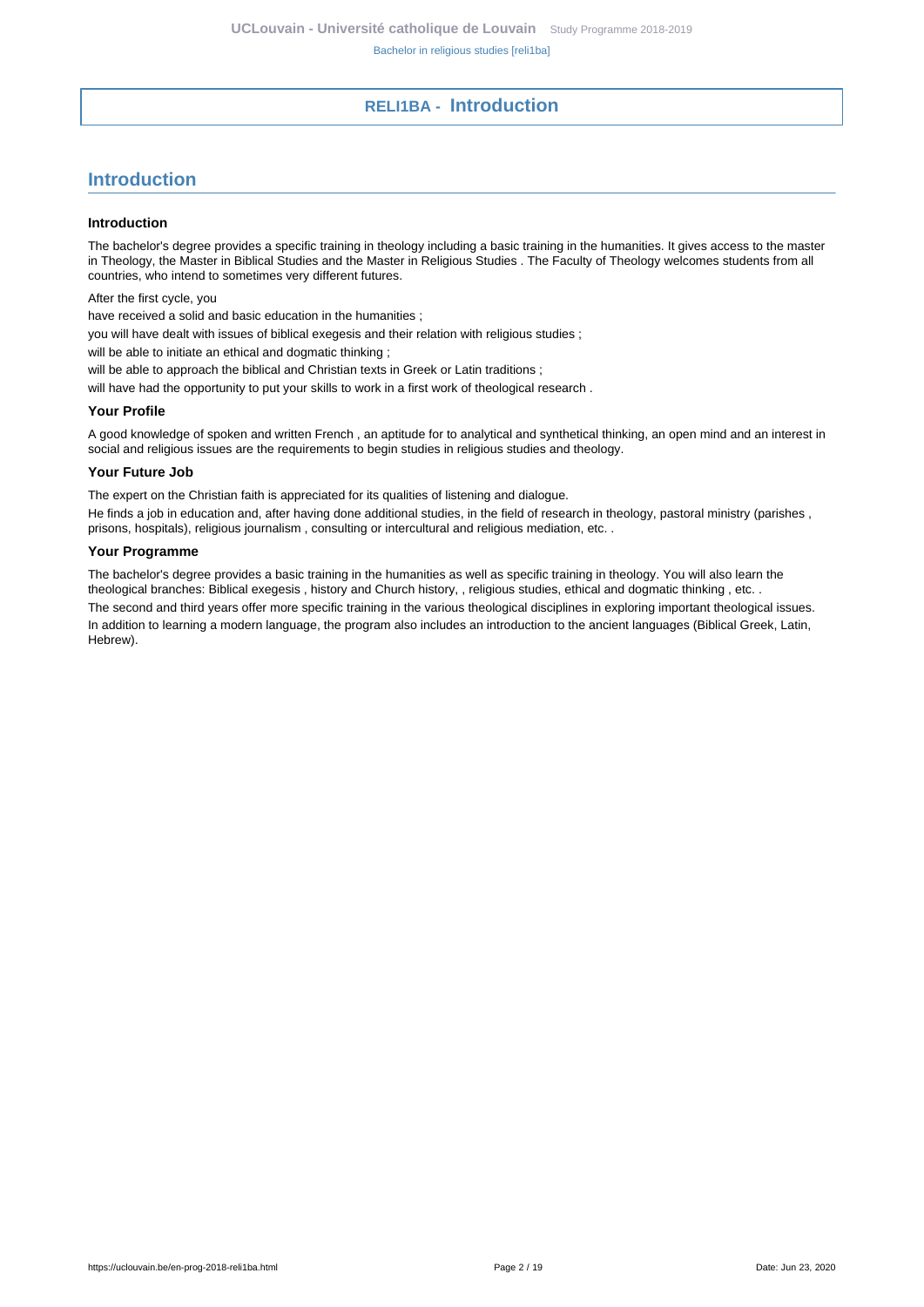# RELI1BA - Introduction

## Introduction

### Introduction

The bachelor's degree provides a specific training in theology including a basic training in the humanities. It gives access to the master in Theology, the Master in Biblical Studies and the Master in Religious Studies . The Faculty of Theology welcomes students from all countries, who intend to sometimes very different futures.

After the first cycle, you

have received a solid and basic education in the humanities ;

you will have dealt with issues of biblical exegesis and their relation with religious studies ;

will be able to initiate an ethical and dogmatic thinking ;

will be able to approach the biblical and Christian texts in Greek or Latin traditions ;

will have had the opportunity to put your skills to work in a first work of theological research .

### Your Profile

A good knowledge of spoken and written French , an aptitude for to analytical and synthetical thinking, an open mind and an interest in social and religious issues are the requirements to begin studies in religious studies and theology.

### Your Future Job

The expert on the Christian faith is appreciated for its qualities of listening and dialogue.

He finds a job in education and, after having done additional studies, in the field of research in theology, pastoral ministry (parishes , prisons, hospitals), religious journalism , consulting or intercultural and religious mediation, etc. .

### Your Programme

The bachelor's degree provides a basic training in the humanities as well as specific training in theology. You will also learn the theological branches: Biblical exegesis , history and Church history, , religious studies, ethical and dogmatic thinking , etc. .

The second and third years offer more specific training in the various theological disciplines in exploring important theological issues.

In addition to learning a modern language, the program also includes an introduction to the ancient languages (Biblical Greek, Latin, Hebrew).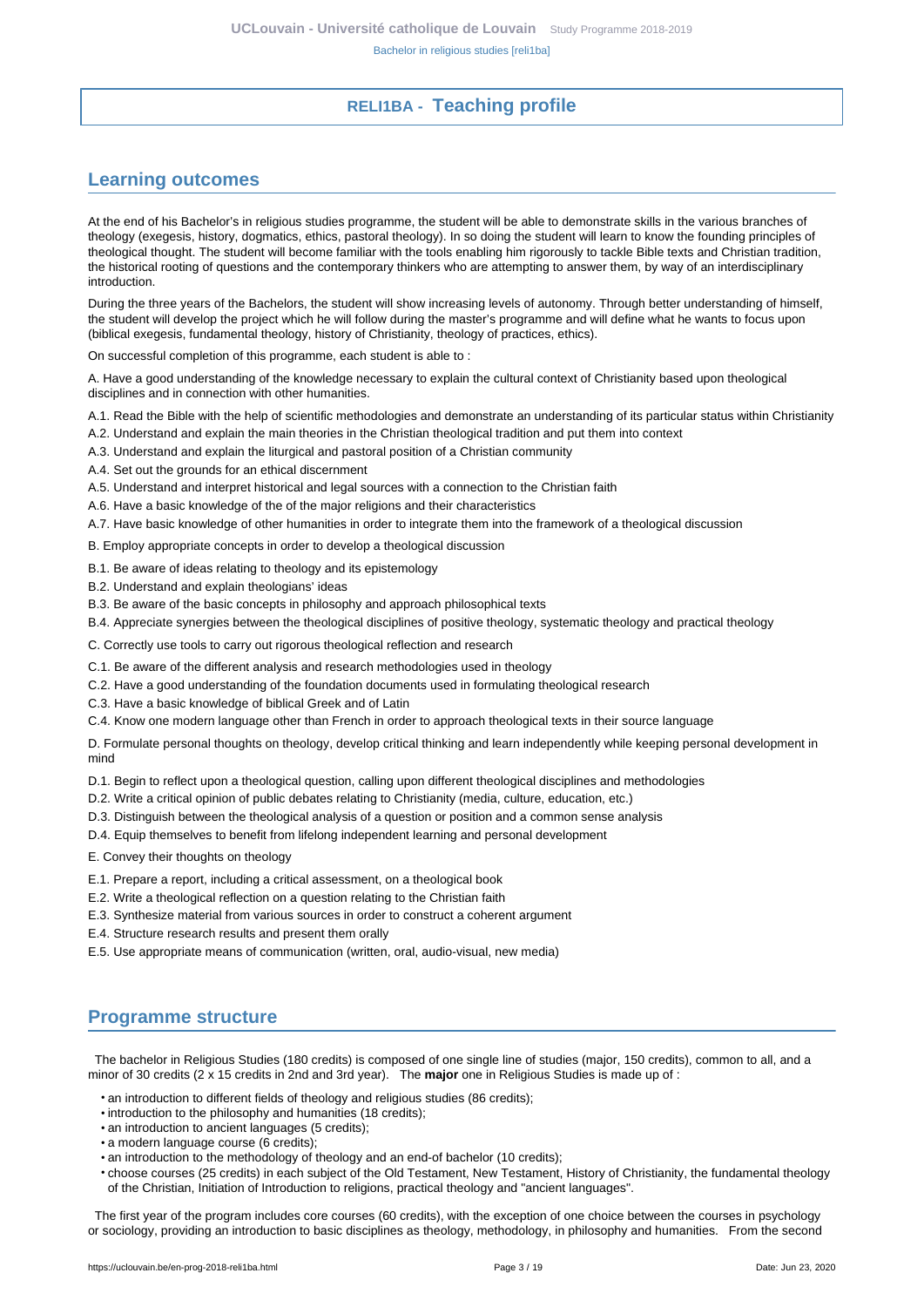# RELI1BA - Teaching profile

## Learning outcomes

At the end of his Bachelor's in religious studies programme, the student will be able to demonstrate skills in the various branches of theology (exegesis, history, dogmatics, ethics, pastoral theology). In so doing the student will learn to know the founding principles of theological thought. The student will become familiar with the tools enabling him rigorously to tackle Bible texts and Christian tradition, the historical rooting of questions and the contemporary thinkers who are attempting to answer them, by way of an interdisciplinary introduction.

During the three years of the Bachelors, the student will show increasing levels of autonomy. Through better understanding of himself, the student will develop the project which he will follow during the master's programme and will define what he wants to focus upon (biblical exegesis, fundamental theology, history of Christianity, theology of practices, ethics).

On successful completion of this programme, each student is able to :

A. Have a good understanding of the knowledge necessary to explain the cultural context of Christianity based upon theological disciplines and in connection with other humanities.

A.1. Read the Bible with the help of scientific methodologies and demonstrate an understanding of its particular status within Christianity

A.2. Understand and explain the main theories in the Christian theological tradition and put them into context

A.3. Understand and explain the liturgical and pastoral position of a Christian community

A.4. Set out the grounds for an ethical discernment

A.5. Understand and interpret historical and legal sources with a connection to the Christian faith

A.6. Have a basic knowledge of the of the major religions and their characteristics

A.7. Have basic knowledge of other humanities in order to integrate them into the framework of a theological discussion

B. Employ appropriate concepts in order to develop a theological discussion

B.1. Be aware of ideas relating to theology and its epistemology

B.2. Understand and explain theologians' ideas

B.3. Be aware of the basic concepts in philosophy and approach philosophical texts

B.4. Appreciate synergies between the theological disciplines of positive theology, systematic theology and practical theology

C. Correctly use tools to carry out rigorous theological reflection and research

C.1. Be aware of the different analysis and research methodologies used in theology

C.2. Have a good understanding of the foundation documents used in formulating theological research

C.3. Have a basic knowledge of biblical Greek and of Latin

C.4. Know one modern language other than French in order to approach theological texts in their source language

D. Formulate personal thoughts on theology, develop critical thinking and learn independently while keeping personal development in mind

D.1. Begin to reflect upon a theological question, calling upon different theological disciplines and methodologies

D.2. Write a critical opinion of public debates relating to Christianity (media, culture, education, etc.)

D.3. Distinguish between the theological analysis of a question or position and a common sense analysis

D.4. Equip themselves to benefit from lifelong independent learning and personal development

E. Convey their thoughts on theology

E.1. Prepare a report, including a critical assessment, on a theological book

E.2. Write a theological reflection on a question relating to the Christian faith

E.3. Synthesize material from various sources in order to construct a coherent argument

E.4. Structure research results and present them orally

E.5. Use appropriate means of communication (written, oral, audio-visual, new media)

## Programme structure

The bachelor in Religious Studies (180 credits) is composed of one single line of studies (major, 150 credits), common to all, and a minor of 30 credits (2 x 15 credits in 2nd and 3rd year). The **major** one in Religious Studies is made up of :

- an introduction to different fields of theology and religious studies (86 credits);
- introduction to the philosophy and humanities (18 credits);
- an introduction to ancient languages (5 credits);
- a modern language course (6 credits);
- an introduction to the methodology of theology and an end-of bachelor (10 credits);
- choose courses (25 credits) in each subject of the Old Testament, New Testament, History of Christianity, the fundamental theology of the Christian, Initiation of Introduction to religions, practical theology and "ancient languages".

The first year of the program includes core courses (60 credits), with the exception of one choice between the courses in psychology or sociology, providing an introduction to basic disciplines as theology, methodology, in philosophy and humanities. From the second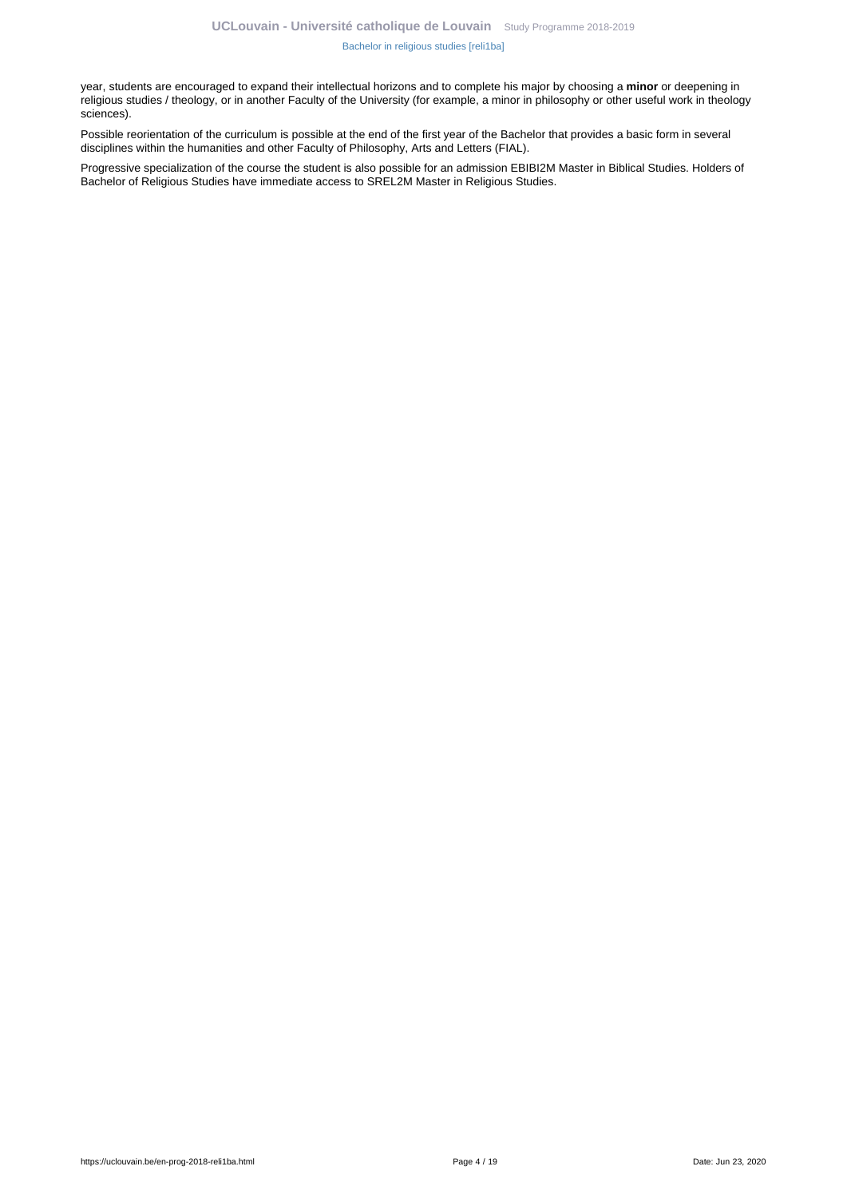year, students are encouraged to expand their intellectual horizons and to complete his major by choosing a **minor** or deepening in religious studies / theology, or in another Faculty of the University (for example, a minor in philosophy or other useful work in theology sciences).

Possible reorientation of the curriculum is possible at the end of the first year of the Bachelor that provides a basic form in several disciplines within the humanities and other Faculty of Philosophy, Arts and Letters (FIAL).

Progressive specialization of the course the student is also possible for an admission EBIBI2M Master in Biblical Studies. Holders of Bachelor of Religious Studies have immediate access to SREL2M Master in Religious Studies.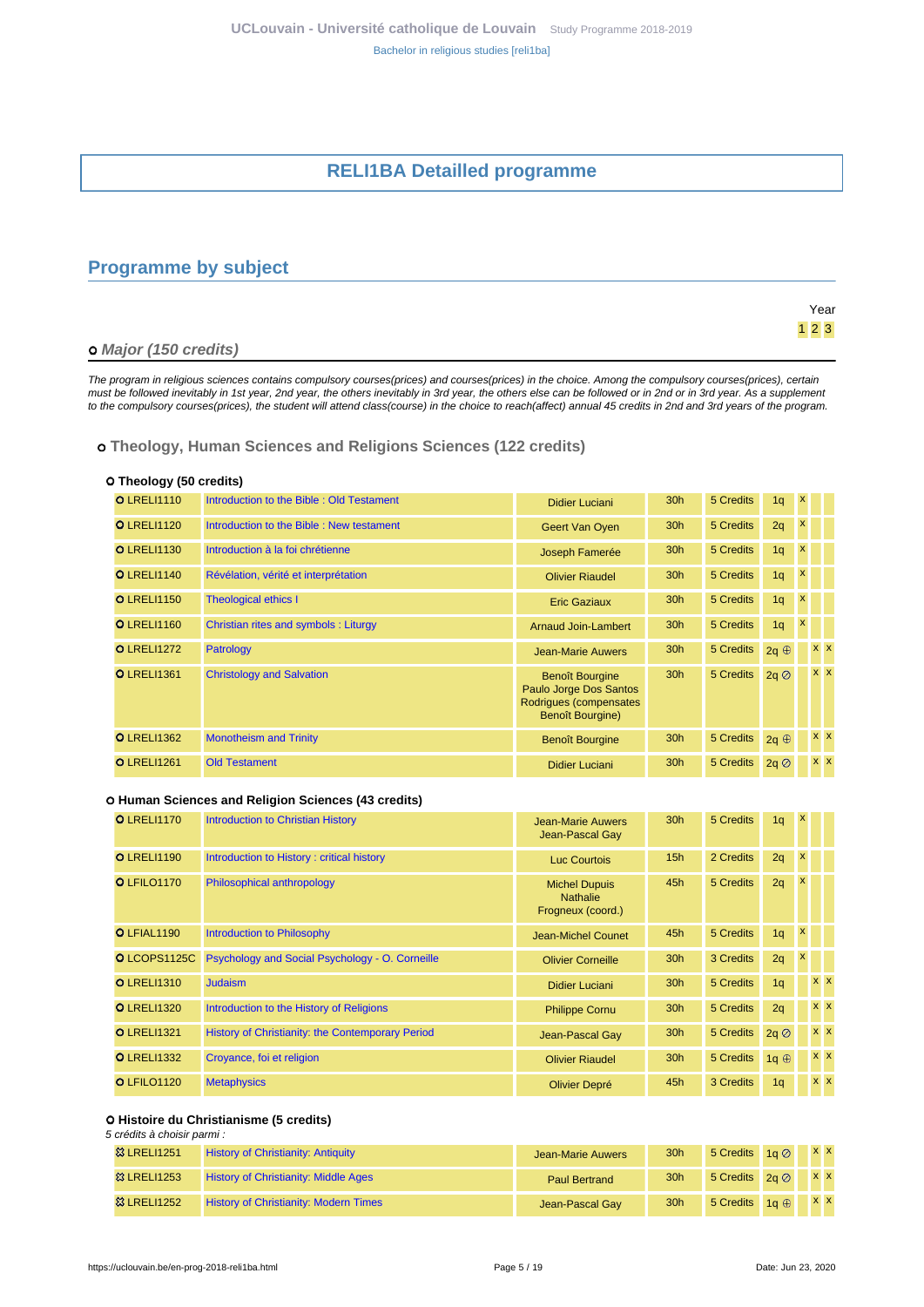# RELI1BA Detailled programme

## Programme by subject

Year
1 2 3

### o Major (150 credits)

*The program in religious sciences contains compulsory courses(prices) and courses(prices) in the choice. Among the compulsory courses(prices), certain must be followed inevitably in 1st year, 2nd year, the others inevitably in 3rd year, the others else can be followed or in 2nd or in 3rd year. As a supplement to the compulsory courses(prices), the student will attend class(course) in the choice to reach(affect) annual 45 credits in 2nd and 3rd years of the programme.*

#### o Theology, Human Sciences and Religions Sciences (122 credits)

##### O Theology (50 credits)

| Code | Course | Teacher(s) | Hours | Credits | Quadrimester | 1 | 2 | 3 |
|---|---|---|---|---|---|---|---|---|
| O LRELI1110 | Introduction to the Bible : Old Testament | Didier Luciani | 30h | 5 Credits | 1q | x | | |
| O LRELI1120 | Introduction to the Bible : New testament | Geert Van Oyen | 30h | 5 Credits | 2q | x | | |
| O LRELI1130 | Introduction à la foi chrétienne | Joseph Famerée | 30h | 5 Credits | 1q | x | | |
| O LRELI1140 | Révélation, vérité et interprétation | Olivier Riaudel | 30h | 5 Credits | 1q | x | | |
| O LRELI1150 | Theological ethics I | Eric Gaziaux | 30h | 5 Credits | 1q | x | | |
| O LRELI1160 | Christian rites and symbols : Liturgy | Arnaud Join-Lambert | 30h | 5 Credits | 1q | x | | |
| O LRELI1272 | Patrology | Jean-Marie Auwers | 30h | 5 Credits | 2q ⊕ | | x | x |
| O LRELI1361 | Christology and Salvation | Benoît Bourgine; Paulo Jorge Dos Santos Rodrigues (compensates Benoît Bourgine) | 30h | 5 Credits | 2q ⊘ | | x | x |
| O LRELI1362 | Monotheism and Trinity | Benoît Bourgine | 30h | 5 Credits | 2q ⊕ | | x | x |
| O LRELI1261 | Old Testament | Didier Luciani | 30h | 5 Credits | 2q ⊘ | | x | x |

##### O Human Sciences and Religion Sciences (43 credits)

| Code | Course | Teacher(s) | Hours | Credits | Quadrimester | 1 | 2 | 3 |
|---|---|---|---|---|---|---|---|---|
| O LRELI1170 | Introduction to Christian History | Jean-Marie Auwers; Jean-Pascal Gay | 30h | 5 Credits | 1q | x | | |
| O LRELI1190 | Introduction to History : critical history | Luc Courtois | 15h | 2 Credits | 2q | x | | |
| O LFILO1170 | Philosophical anthropology | Michel Dupuis; Nathalie Frogneux (coord.) | 45h | 5 Credits | 2q | x | | |
| O LFIAL1190 | Introduction to Philosophy | Jean-Michel Counet | 45h | 5 Credits | 1q | x | | |
| O LCOPS1125C | Psychology and Social Psychology - O. Corneille | Olivier Corneille | 30h | 3 Credits | 2q | x | | |
| O LRELI1310 | Judaism | Didier Luciani | 30h | 5 Credits | 1q | | x | x |
| O LRELI1320 | Introduction to the History of Religions | Philippe Cornu | 30h | 5 Credits | 2q | | x | x |
| O LRELI1321 | History of Christianity: the Contemporary Period | Jean-Pascal Gay | 30h | 5 Credits | 2q ⊘ | | x | x |
| O LRELI1332 | Croyance, foi et religion | Olivier Riaudel | 30h | 5 Credits | 1q ⊕ | | x | x |
| O LFILO1120 | Metaphysics | Olivier Depré | 45h | 3 Credits | 1q | | x | x |

##### O Histoire du Christianisme (5 credits)

*5 crédits à choisir parmi :*

| Code | Course | Teacher(s) | Hours | Credits | Quadrimester | 1 | 2 | 3 |
|---|---|---|---|---|---|---|---|---|
| ✻ LRELI1251 | History of Christianity: Antiquity | Jean-Marie Auwers | 30h | 5 Credits | 1q ⊘ | | x | x |
| ✻ LRELI1253 | History of Christianity: Middle Ages | Paul Bertrand | 30h | 5 Credits | 2q ⊘ | | x | x |
| ✻ LRELI1252 | History of Christianity: Modern Times | Jean-Pascal Gay | 30h | 5 Credits | 1q ⊕ | | x | x |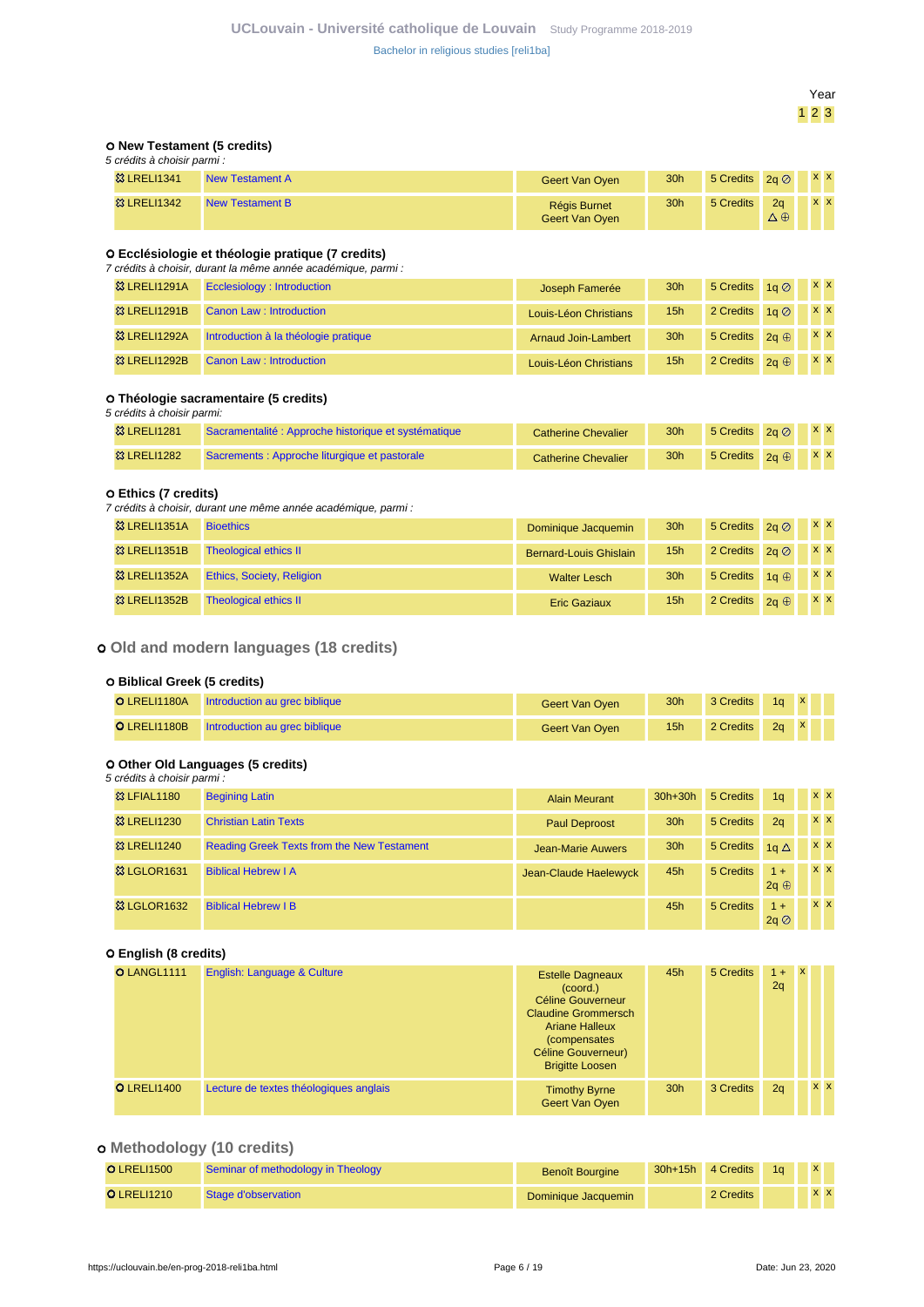Year
1 2 3

### New Testament (5 credits)

*5 crédits à choisir parmi :*

| Code | Title | Teacher | Hours | Credits | Quadrimester | 1 | 2 | 3 |
|---|---|---|---|---|---|---|---|---|
| LRELI1341 | New Testament A | Geert Van Oyen | 30h | 5 Credits | 2q ⊘ | | x | x |
| LRELI1342 | New Testament B | Régis Burnet<br>Geert Van Oyen | 30h | 5 Credits | 2q △ ⊕ | | x | x |

### Ecclésiologie et théologie pratique (7 credits)

*7 crédits à choisir, durant la même année académique, parmi :*

| Code | Title | Teacher | Hours | Credits | Quadrimester | 1 | 2 | 3 |
|---|---|---|---|---|---|---|---|---|
| LRELI1291A | Ecclesiology : Introduction | Joseph Famerée | 30h | 5 Credits | 1q ⊘ | | x | x |
| LRELI1291B | Canon Law : Introduction | Louis-Léon Christians | 15h | 2 Credits | 1q ⊘ | | x | x |
| LRELI1292A | Introduction à la théologie pratique | Arnaud Join-Lambert | 30h | 5 Credits | 2q ⊕ | | x | x |
| LRELI1292B | Canon Law : Introduction | Louis-Léon Christians | 15h | 2 Credits | 2q ⊕ | | x | x |

### Théologie sacramentaire (5 credits)

*5 crédits à choisir parmi:*

| Code | Title | Teacher | Hours | Credits | Quadrimester | 1 | 2 | 3 |
|---|---|---|---|---|---|---|---|---|
| LRELI1281 | Sacramentalité : Approche historique et systématique | Catherine Chevalier | 30h | 5 Credits | 2q ⊘ | | x | x |
| LRELI1282 | Sacrements : Approche liturgique et pastorale | Catherine Chevalier | 30h | 5 Credits | 2q ⊕ | | x | x |

### Ethics (7 credits)

*7 crédits à choisir, durant une même année académique, parmi :*

| Code | Title | Teacher | Hours | Credits | Quadrimester | 1 | 2 | 3 |
|---|---|---|---|---|---|---|---|---|
| LRELI1351A | Bioethics | Dominique Jacquemin | 30h | 5 Credits | 2q ⊘ | | x | x |
| LRELI1351B | Theological ethics II | Bernard-Louis Ghislain | 15h | 2 Credits | 2q ⊘ | | x | x |
| LRELI1352A | Ethics, Society, Religion | Walter Lesch | 30h | 5 Credits | 1q ⊕ | | x | x |
| LRELI1352B | Theological ethics II | Eric Gaziaux | 15h | 2 Credits | 2q ⊕ | | x | x |

## Old and modern languages (18 credits)

### Biblical Greek (5 credits)

| Code | Title | Teacher | Hours | Credits | Quadrimester | 1 | 2 | 3 |
|---|---|---|---|---|---|---|---|---|
| LRELI1180A | Introduction au grec biblique | Geert Van Oyen | 30h | 3 Credits | 1q | x | | |
| LRELI1180B | Introduction au grec biblique | Geert Van Oyen | 15h | 2 Credits | 2q | x | | |

### Other Old Languages (5 credits)

*5 crédits à choisir parmi :*

| Code | Title | Teacher | Hours | Credits | Quadrimester | 1 | 2 | 3 |
|---|---|---|---|---|---|---|---|---|
| LFIAL1180 | Begining Latin | Alain Meurant | 30h+30h | 5 Credits | 1q | | x | x |
| LRELI1230 | Christian Latin Texts | Paul Deproost | 30h | 5 Credits | 2q | | x | x |
| LRELI1240 | Reading Greek Texts from the New Testament | Jean-Marie Auwers | 30h | 5 Credits | 1q △ | | x | x |
| LGLOR1631 | Biblical Hebrew I A | Jean-Claude Haelewyck | 45h | 5 Credits | 1 + 2q ⊕ | | x | x |
| LGLOR1632 | Biblical Hebrew I B | | 45h | 5 Credits | 1 + 2q ⊘ | | x | x |

### English (8 credits)

| Code | Title | Teacher | Hours | Credits | Quadrimester | 1 | 2 | 3 |
|---|---|---|---|---|---|---|---|---|
| LANGL1111 | English: Language & Culture | Estelle Dagneaux (coord.)<br>Céline Gouverneur<br>Claudine Grommersch<br>Ariane Halleux (compensates Céline Gouverneur)<br>Brigitte Loosen | 45h | 5 Credits | 1 + 2q | x | | |
| LRELI1400 | Lecture de textes théologiques anglais | Timothy Byrne<br>Geert Van Oyen | 30h | 3 Credits | 2q | | x | x |

## Methodology (10 credits)

| Code | Title | Teacher | Hours | Credits | Quadrimester | 1 | 2 | 3 |
|---|---|---|---|---|---|---|---|---|
| LRELI1500 | Seminar of methodology in Theology | Benoît Bourgine | 30h+15h | 4 Credits | 1q | | x | |
| LRELI1210 | Stage d'observation | Dominique Jacquemin | | 2 Credits | | | x | x |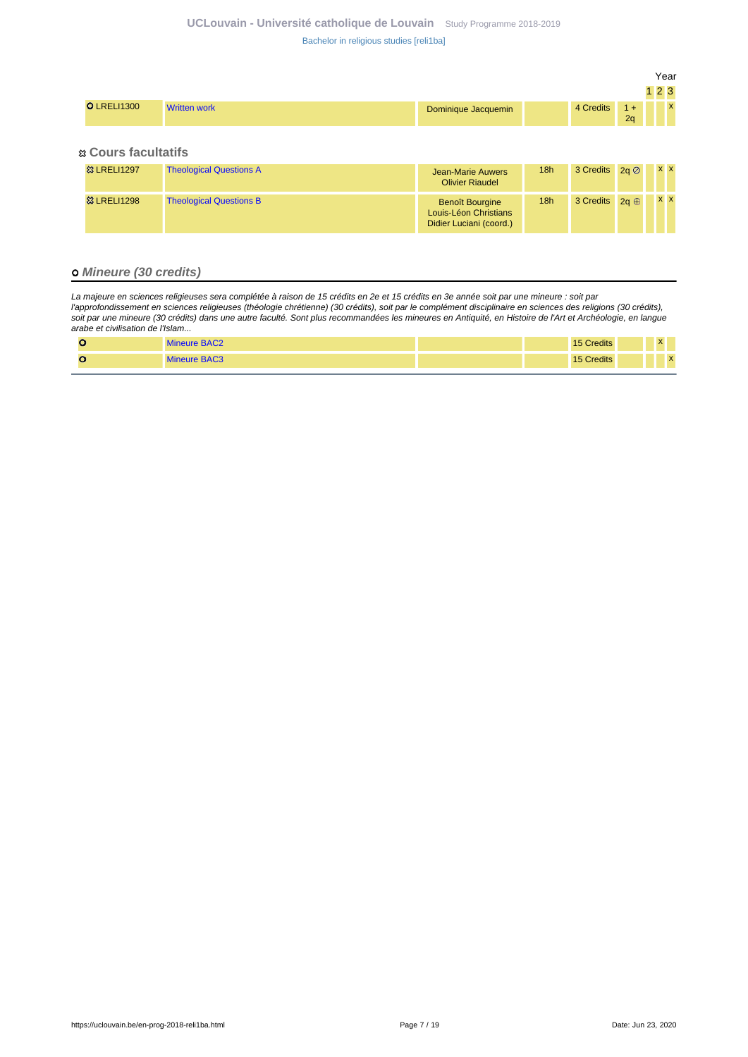| | | | | | | Year | | |
|---|---|---|---|---|---|---|---|---|
| | | | | | | 1 | 2 | 3 |
| O LRELI1300 | Written work | Dominique Jacquemin | | 4 Credits | 1 + 2q | | | x |

### Cours facultatifs

| | | | | | | 1 | 2 | 3 |
|---|---|---|---|---|---|---|---|---|
| LRELI1297 | Theological Questions A | Jean-Marie Auwers<br>Olivier Riaudel | 18h | 3 Credits | 2q ⊘ | | x | x |
| LRELI1298 | Theological Questions B | Benoît Bourgine<br>Louis-Léon Christians<br>Didier Luciani (coord.) | 18h | 3 Credits | 2q ⊕ | | x | x |

## ***Mineure (30 credits)***

*La majeure en sciences religieuses sera complétée à raison de 15 crédits en 2e et 15 crédits en 3e année soit par une mineure : soit par l'approfondissement en sciences religieuses (théologie chrétienne) (30 crédits), soit par le complément disciplinaire en sciences des religions (30 crédits), soit par une mineure (30 crédits) dans une autre faculté. Sont plus recommandées les mineures en Antiquité, en Histoire de l'Art et Archéologie, en langue arabe et civilisation de l'Islam...*

| | | | | | | 1 | 2 | 3 |
|---|---|---|---|---|---|---|---|---|
| O | Mineure BAC2 | | | 15 Credits | | | x | |
| O | Mineure BAC3 | | | 15 Credits | | | | x |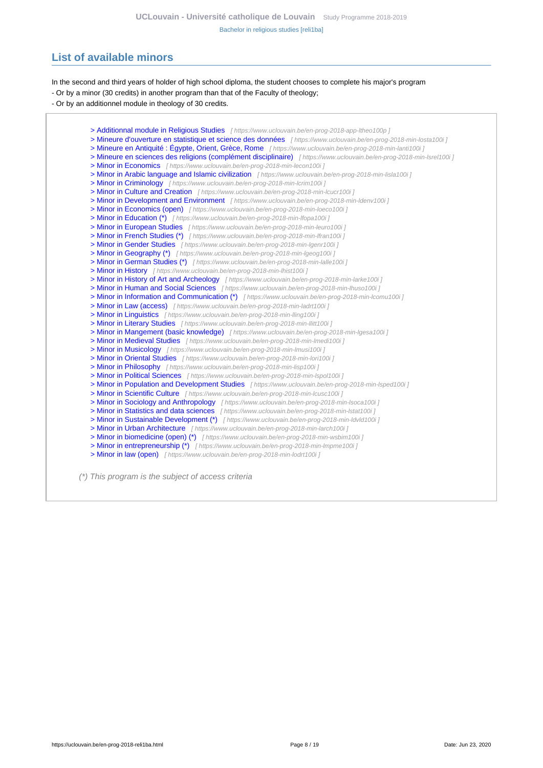## List of available minors

In the second and third years of holder of high school diploma, the student chooses to complete his major's program

- Or by a minor (30 credits) in another program than that of the Faculty of theology;
- Or by an additionnel module in theology of 30 credits.

> Additionnal module in Religious Studies [ https://www.uclouvain.be/en-prog-2018-app-ltheo100p ]
> Mineure d'ouverture en statistique et science des données [ https://www.uclouvain.be/en-prog-2018-min-losta100i ]
> Mineure en Antiquité : Égypte, Orient, Grèce, Rome [ https://www.uclouvain.be/en-prog-2018-min-lanti100i ]
> Mineure en sciences des religions (complément disciplinaire) [ https://www.uclouvain.be/en-prog-2018-min-lsrel100i ]
> Minor in Economics [ https://www.uclouvain.be/en-prog-2018-min-lecon100i ]
> Minor in Arabic language and Islamic civilization [ https://www.uclouvain.be/en-prog-2018-min-lisla100i ]
> Minor in Criminology [ https://www.uclouvain.be/en-prog-2018-min-lcrim100i ]
> Minor in Culture and Creation [ https://www.uclouvain.be/en-prog-2018-min-lcucr100i ]
> Minor in Development and Environment [ https://www.uclouvain.be/en-prog-2018-min-ldenv100i ]
> Minor in Economics (open) [ https://www.uclouvain.be/en-prog-2018-min-loeco100i ]
> Minor in Education (*) [ https://www.uclouvain.be/en-prog-2018-min-lfopa100i ]
> Minor in European Studies [ https://www.uclouvain.be/en-prog-2018-min-leuro100i ]
> Minor in French Studies (*) [ https://www.uclouvain.be/en-prog-2018-min-lfran100i ]
> Minor in Gender Studies [ https://www.uclouvain.be/en-prog-2018-min-lgenr100i ]
> Minor in Geography (*) [ https://www.uclouvain.be/en-prog-2018-min-lgeog100i ]
> Minor in German Studies (*) [ https://www.uclouvain.be/en-prog-2018-min-lalle100i ]
> Minor in History [ https://www.uclouvain.be/en-prog-2018-min-lhist100i ]
> Minor in History of Art and Archeology [ https://www.uclouvain.be/en-prog-2018-min-larke100i ]
> Minor in Human and Social Sciences [ https://www.uclouvain.be/en-prog-2018-min-lhuso100i ]
> Minor in Information and Communication (*) [ https://www.uclouvain.be/en-prog-2018-min-lcomu100i ]
> Minor in Law (access) [ https://www.uclouvain.be/en-prog-2018-min-ladrt100i ]
> Minor in Linguistics [ https://www.uclouvain.be/en-prog-2018-min-lling100i ]
> Minor in Literary Studies [ https://www.uclouvain.be/en-prog-2018-min-llitt100i ]
> Minor in Mangement (basic knowledge) [ https://www.uclouvain.be/en-prog-2018-min-lgesa100i ]
> Minor in Medieval Studies [ https://www.uclouvain.be/en-prog-2018-min-lmedi100i ]
> Minor in Musicology [ https://www.uclouvain.be/en-prog-2018-min-lmusi100i ]
> Minor in Oriental Studies [ https://www.uclouvain.be/en-prog-2018-min-lori100i ]
> Minor in Philosophy [ https://www.uclouvain.be/en-prog-2018-min-lisp100i ]
> Minor in Political Sciences [ https://www.uclouvain.be/en-prog-2018-min-lspol100i ]
> Minor in Population and Development Studies [ https://www.uclouvain.be/en-prog-2018-min-lsped100i ]
> Minor in Scientific Culture [ https://www.uclouvain.be/en-prog-2018-min-lcusc100i ]
> Minor in Sociology and Anthropology [ https://www.uclouvain.be/en-prog-2018-min-lsoca100i ]
> Minor in Statistics and data sciences [ https://www.uclouvain.be/en-prog-2018-min-lstat100i ]
> Minor in Sustainable Development (*) [ https://www.uclouvain.be/en-prog-2018-min-ldvld100i ]
> Minor in Urban Architecture [ https://www.uclouvain.be/en-prog-2018-min-larch100i ]
> Minor in biomedicine (open) (*) [ https://www.uclouvain.be/en-prog-2018-min-wsbim100i ]
> Minor in entrepreneurship (*) [ https://www.uclouvain.be/en-prog-2018-min-lmpme100i ]
> Minor in law (open) [ https://www.uclouvain.be/en-prog-2018-min-lodrt100i ]

*(*) This program is the subject of access criteria*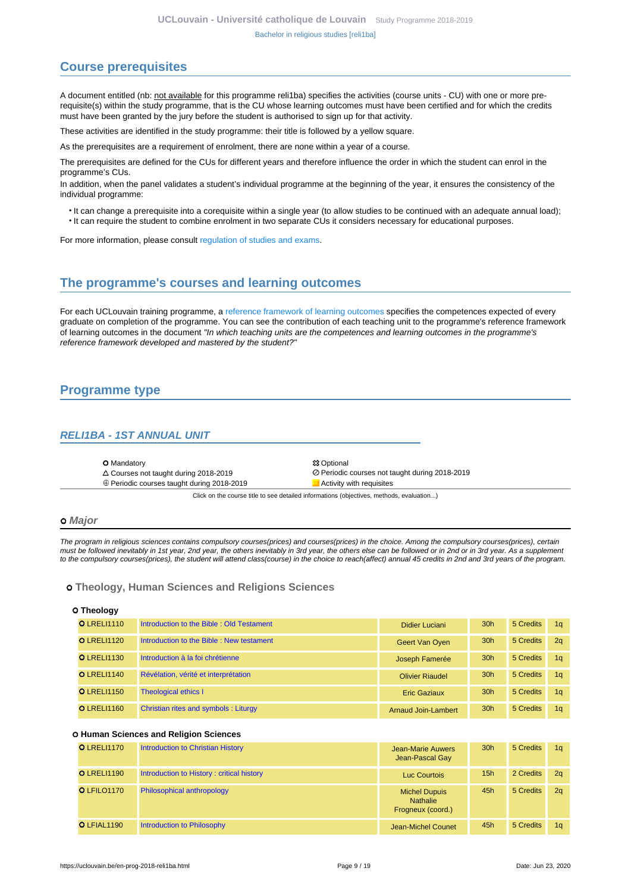## Course prerequisites

A document entitled (nb: not available for this programme reli1ba) specifies the activities (course units - CU) with one or more pre-requisite(s) within the study programme, that is the CU whose learning outcomes must have been certified and for which the credits must have been granted by the jury before the student is authorised to sign up for that activity.

These activities are identified in the study programme: their title is followed by a yellow square.

As the prerequisites are a requirement of enrolment, there are none within a year of a course.

The prerequisites are defined for the CUs for different years and therefore influence the order in which the student can enrol in the programme's CUs.
In addition, when the panel validates a student's individual programme at the beginning of the year, it ensures the consistency of the individual programme:

- It can change a prerequisite into a corequisite within a single year (to allow studies to be continued with an adequate annual load);
- It can require the student to combine enrolment in two separate CUs it considers necessary for educational purposes.

For more information, please consult regulation of studies and exams.

## The programme's courses and learning outcomes

For each UCLouvain training programme, a reference framework of learning outcomes specifies the competences expected of every graduate on completion of the programme. You can see the contribution of each teaching unit to the programme's reference framework of learning outcomes in the document *"In which teaching units are the competences and learning outcomes in the programme's reference framework developed and mastered by the student?"*

## Programme type

### RELI1BA - 1ST ANNUAL UNIT

| | |
|---|---|
| O Mandatory | ✲ Optional |
| △ Courses not taught during 2018-2019 | ⊘ Periodic courses not taught during 2018-2019 |
| ⊕ Periodic courses taught during 2018-2019 | ■ Activity with requisites |

Click on the course title to see detailed informations (objectives, methods, evaluation...)

### O *Major*

*The program in religious sciences contains compulsory courses(prices) and courses(prices) in the choice. Among the compulsory courses(prices), certain must be followed inevitably in 1st year, 2nd year, the others inevitably in 3rd year, the others else can be followed or in 2nd or in 3rd year. As a supplement to the compulsory courses(prices), the student will attend class(course) in the choice to reach(affect) annual 45 credits in 2nd and 3rd years of the program.*

#### O Theology, Human Sciences and Religions Sciences

**O Theology**

| Code | Title | Teacher(s) | Hours | Credits | Term |
|---|---|---|---|---|---|
| O LRELI1110 | Introduction to the Bible : Old Testament | Didier Luciani | 30h | 5 Credits | 1q |
| O LRELI1120 | Introduction to the Bible : New testament | Geert Van Oyen | 30h | 5 Credits | 2q |
| O LRELI1130 | Introduction à la foi chrétienne | Joseph Famerée | 30h | 5 Credits | 1q |
| O LRELI1140 | Révélation, vérité et interprétation | Olivier Riaudel | 30h | 5 Credits | 1q |
| O LRELI1150 | Theological ethics I | Eric Gaziaux | 30h | 5 Credits | 1q |
| O LRELI1160 | Christian rites and symbols : Liturgy | Arnaud Join-Lambert | 30h | 5 Credits | 1q |

**O Human Sciences and Religion Sciences**

| Code | Title | Teacher(s) | Hours | Credits | Term |
|---|---|---|---|---|---|
| O LRELI1170 | Introduction to Christian History | Jean-Marie Auwers, Jean-Pascal Gay | 30h | 5 Credits | 1q |
| O LRELI1190 | Introduction to History : critical history | Luc Courtois | 15h | 2 Credits | 2q |
| O LFILO1170 | Philosophical anthropology | Michel Dupuis, Nathalie Frogneux (coord.) | 45h | 5 Credits | 2q |
| O LFIAL1190 | Introduction to Philosophy | Jean-Michel Counet | 45h | 5 Credits | 1q |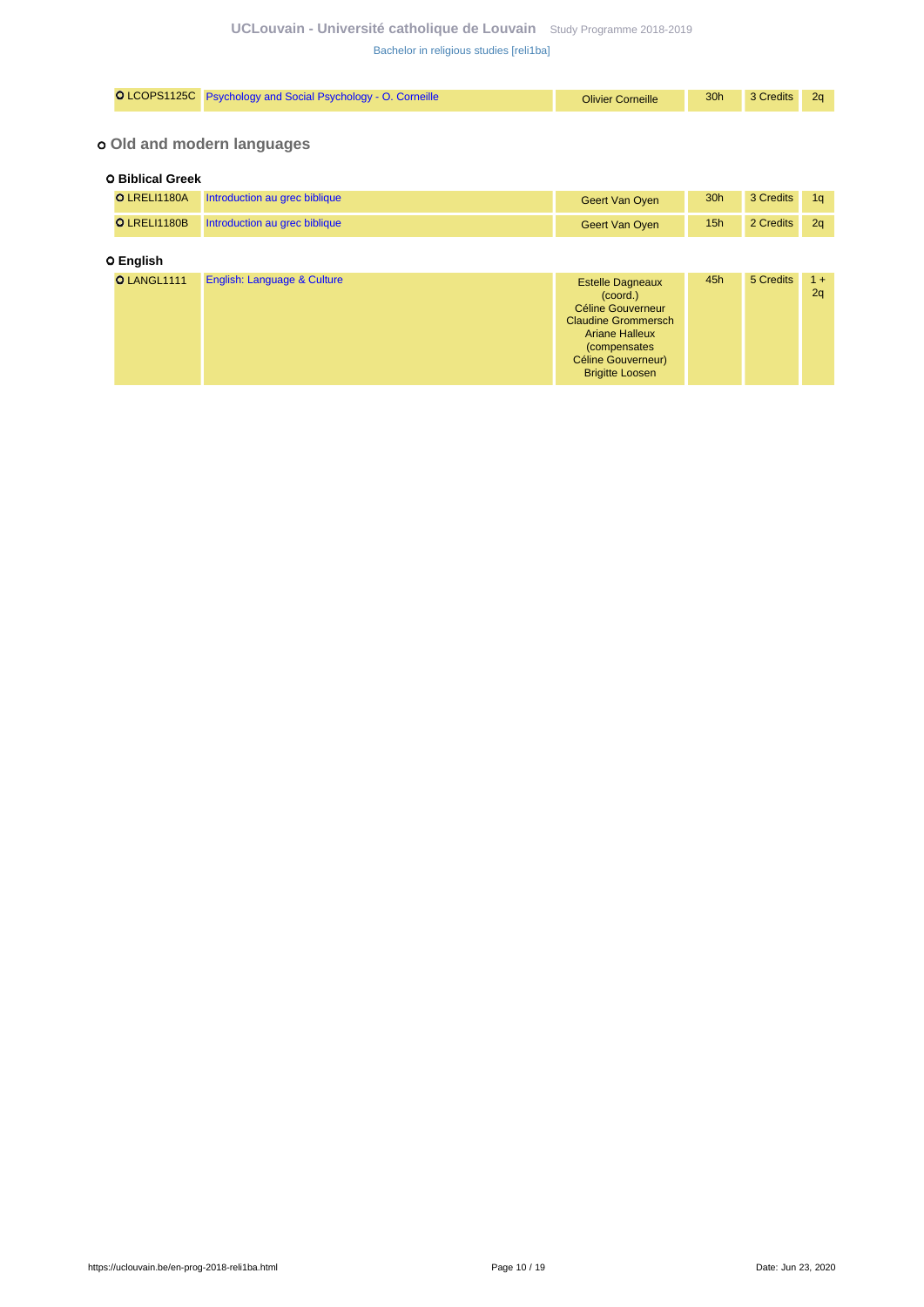| | | | | | |
|---|---|---|---|---|---|
| ○ LCOPS1125C | Psychology and Social Psychology - O. Corneille | Olivier Corneille | 30h | 3 Credits | 2q |

## ○ Old and modern languages

### ○ Biblical Greek

| | | | | | |
|---|---|---|---|---|---|
| ○ LRELI1180A | Introduction au grec biblique | Geert Van Oyen | 30h | 3 Credits | 1q |
| ○ LRELI1180B | Introduction au grec biblique | Geert Van Oyen | 15h | 2 Credits | 2q |

### ○ English

| | | | | | |
|---|---|---|---|---|---|
| ○ LANGL1111 | English: Language & Culture | Estelle Dagneaux (coord.) Céline Gouverneur Claudine Grommersch Ariane Halleux (compensates Céline Gouverneur) Brigitte Loosen | 45h | 5 Credits | 1 + 2q |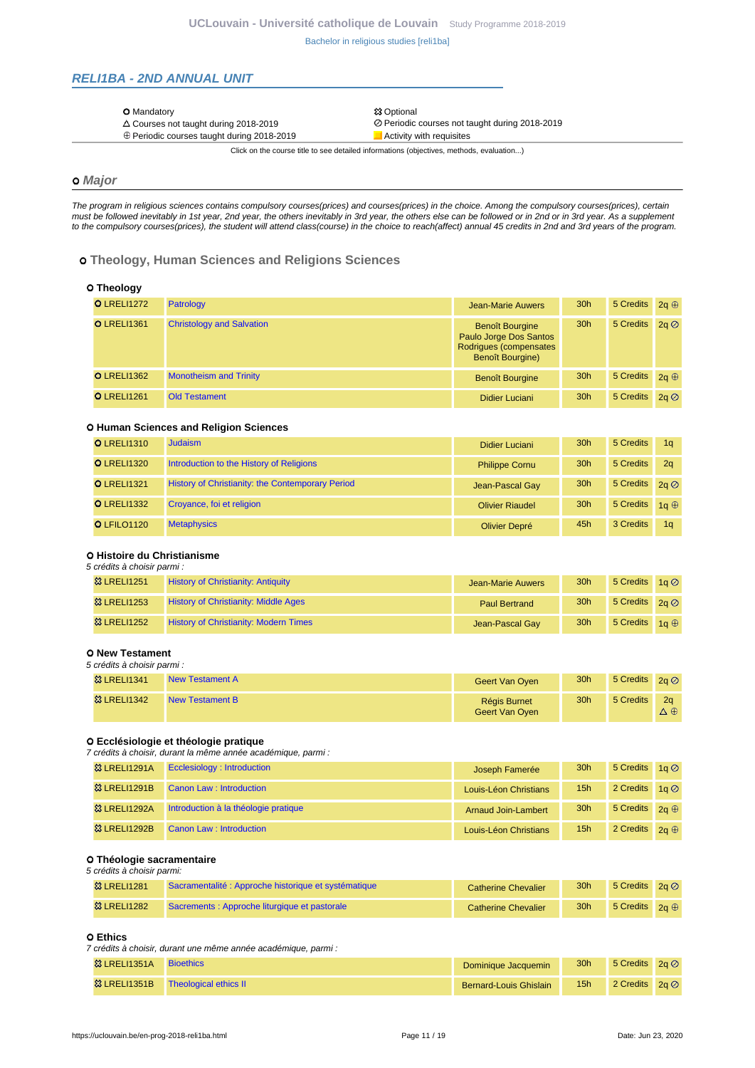## RELI1BA - 2ND ANNUAL UNIT

| | |
|---|---|
| O Mandatory | ☒ Optional |
| △ Courses not taught during 2018-2019 | ⊘ Periodic courses not taught during 2018-2019 |
| ⊕ Periodic courses taught during 2018-2019 | ■ Activity with requisites |

Click on the course title to see detailed informations (objectives, methods, evaluation...)

### o Major

*The program in religious sciences contains compulsory courses(prices) and courses(prices) in the choice. Among the compulsory courses(prices), certain must be followed inevitably in 1st year, 2nd year, the others inevitably in 3rd year, the others else can be followed or in 2nd or in 3rd year. As a supplement to the compulsory courses(prices), the student will attend class(course) in the choice to reach(affect) annual 45 credits in 2nd and 3rd years of the program.*

#### o Theology, Human Sciences and Religions Sciences

##### O Theology

| Code | Course | Teacher(s) | Hours | Credits | Term |
|---|---|---|---|---|---|
| O LRELI1272 | Patrology | Jean-Marie Auwers | 30h | 5 Credits | 2q ⊕ |
| O LRELI1361 | Christology and Salvation | Benoît Bourgine<br>Paulo Jorge Dos Santos Rodrigues (compensates Benoît Bourgine) | 30h | 5 Credits | 2q ⊘ |
| O LRELI1362 | Monotheism and Trinity | Benoît Bourgine | 30h | 5 Credits | 2q ⊕ |
| O LRELI1261 | Old Testament | Didier Luciani | 30h | 5 Credits | 2q ⊘ |

##### O Human Sciences and Religion Sciences

| Code | Course | Teacher(s) | Hours | Credits | Term |
|---|---|---|---|---|---|
| O LRELI1310 | Judaism | Didier Luciani | 30h | 5 Credits | 1q |
| O LRELI1320 | Introduction to the History of Religions | Philippe Cornu | 30h | 5 Credits | 2q |
| O LRELI1321 | History of Christianity: the Contemporary Period | Jean-Pascal Gay | 30h | 5 Credits | 2q ⊘ |
| O LRELI1332 | Croyance, foi et religion | Olivier Riaudel | 30h | 5 Credits | 1q ⊕ |
| O LFILO1120 | Metaphysics | Olivier Depré | 45h | 3 Credits | 1q |

##### O Histoire du Christianisme

*5 crédits à choisir parmi :*

| Code | Course | Teacher(s) | Hours | Credits | Term |
|---|---|---|---|---|---|
| ☒ LRELI1251 | History of Christianity: Antiquity | Jean-Marie Auwers | 30h | 5 Credits | 1q ⊘ |
| ☒ LRELI1253 | History of Christianity: Middle Ages | Paul Bertrand | 30h | 5 Credits | 2q ⊘ |
| ☒ LRELI1252 | History of Christianity: Modern Times | Jean-Pascal Gay | 30h | 5 Credits | 1q ⊕ |

##### O New Testament

*5 crédits à choisir parmi :*

| Code | Course | Teacher(s) | Hours | Credits | Term |
|---|---|---|---|---|---|
| ☒ LRELI1341 | New Testament A | Geert Van Oyen | 30h | 5 Credits | 2q ⊘ |
| ☒ LRELI1342 | New Testament B | Régis Burnet<br>Geert Van Oyen | 30h | 5 Credits | 2q △ ⊕ |

##### O Ecclésiologie et théologie pratique

*7 crédits à choisir, durant la même année académique, parmi :*

| Code | Course | Teacher(s) | Hours | Credits | Term |
|---|---|---|---|---|---|
| ☒ LRELI1291A | Ecclesiology : Introduction | Joseph Famerée | 30h | 5 Credits | 1q ⊘ |
| ☒ LRELI1291B | Canon Law : Introduction | Louis-Léon Christians | 15h | 2 Credits | 1q ⊘ |
| ☒ LRELI1292A | Introduction à la théologie pratique | Arnaud Join-Lambert | 30h | 5 Credits | 2q ⊕ |
| ☒ LRELI1292B | Canon Law : Introduction | Louis-Léon Christians | 15h | 2 Credits | 2q ⊕ |

##### O Théologie sacramentaire

*5 crédits à choisir parmi:*

| Code | Course | Teacher(s) | Hours | Credits | Term |
|---|---|---|---|---|---|
| ☒ LRELI1281 | Sacramentalité : Approche historique et systématique | Catherine Chevalier | 30h | 5 Credits | 2q ⊘ |
| ☒ LRELI1282 | Sacrements : Approche liturgique et pastorale | Catherine Chevalier | 30h | 5 Credits | 2q ⊕ |

##### O Ethics

*7 crédits à choisir, durant une même année académique, parmi :*

| Code | Course | Teacher(s) | Hours | Credits | Term |
|---|---|---|---|---|---|
| ☒ LRELI1351A | Bioethics | Dominique Jacquemin | 30h | 5 Credits | 2q ⊘ |
| ☒ LRELI1351B | Theological ethics II | Bernard-Louis Ghislain | 15h | 2 Credits | 2q ⊘ |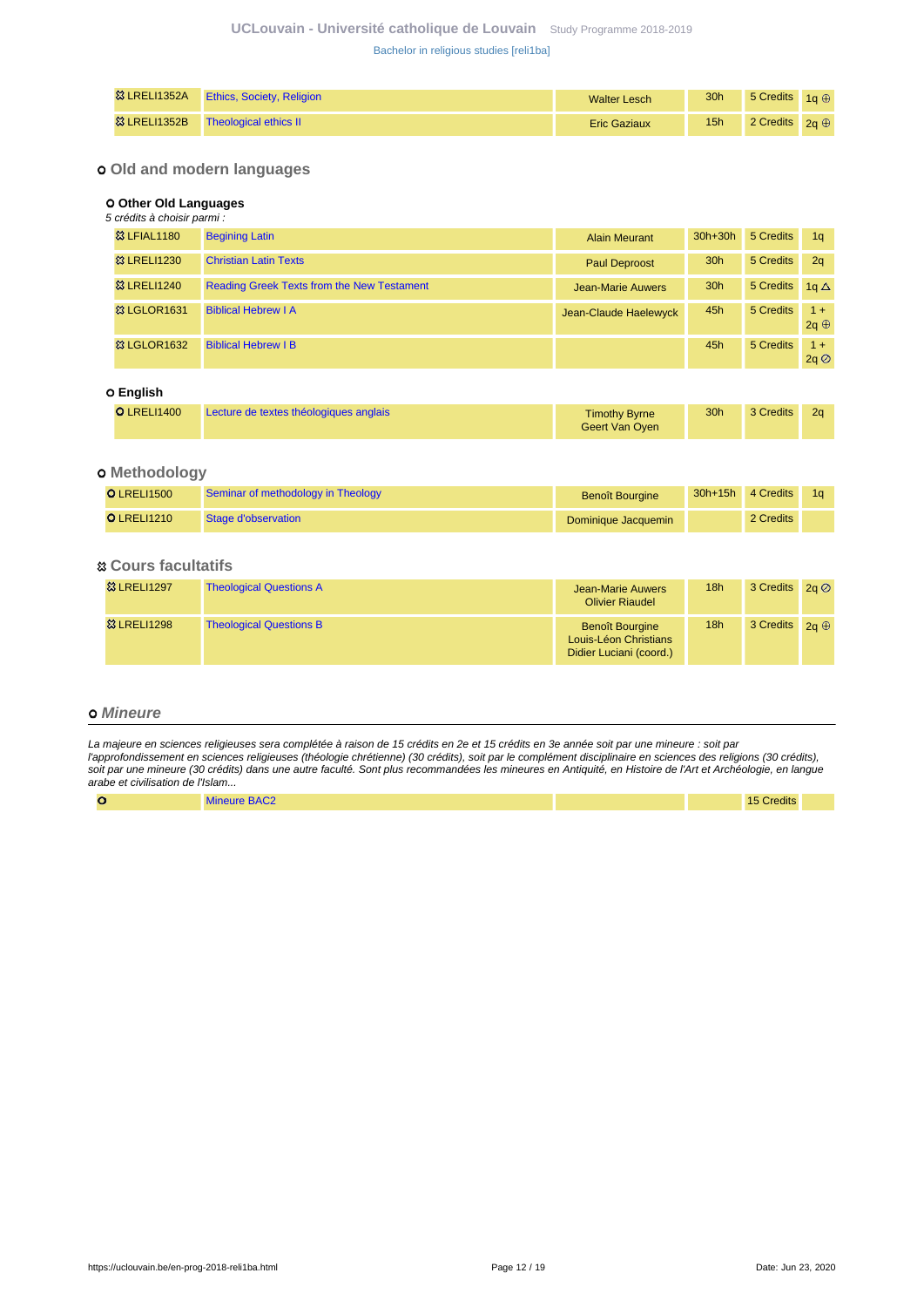| | | | | | |
|---|---|---|---|---|---|
| LRELI1352A | Ethics, Society, Religion | Walter Lesch | 30h | 5 Credits | 1q ⊕ |
| LRELI1352B | Theological ethics II | Eric Gaziaux | 15h | 2 Credits | 2q ⊕ |

## Old and modern languages

### Other Old Languages

*5 crédits à choisir parmi :*

| | | | | | |
|---|---|---|---|---|---|
| LFIAL1180 | Begining Latin | Alain Meurant | 30h+30h | 5 Credits | 1q |
| LRELI1230 | Christian Latin Texts | Paul Deproost | 30h | 5 Credits | 2q |
| LRELI1240 | Reading Greek Texts from the New Testament | Jean-Marie Auwers | 30h | 5 Credits | 1q △ |
| LGLOR1631 | Biblical Hebrew I A | Jean-Claude Haelewyck | 45h | 5 Credits | 1 + 2q ⊕ |
| LGLOR1632 | Biblical Hebrew I B | | 45h | 5 Credits | 1 + 2q ⊘ |

### English

| | | | | | |
|---|---|---|---|---|---|
| LRELI1400 | Lecture de textes théologiques anglais | Timothy Byrne, Geert Van Oyen | 30h | 3 Credits | 2q |

## Methodology

| | | | | | |
|---|---|---|---|---|---|
| LRELI1500 | Seminar of methodology in Theology | Benoît Bourgine | 30h+15h | 4 Credits | 1q |
| LRELI1210 | Stage d'observation | Dominique Jacquemin | | 2 Credits | |

## Cours facultatifs

| | | | | | |
|---|---|---|---|---|---|
| LRELI1297 | Theological Questions A | Jean-Marie Auwers, Olivier Riaudel | 18h | 3 Credits | 2q ⊘ |
| LRELI1298 | Theological Questions B | Benoît Bourgine, Louis-Léon Christians, Didier Luciani (coord.) | 18h | 3 Credits | 2q ⊕ |

## *Mineure*

*La majeure en sciences religieuses sera complétée à raison de 15 crédits en 2e et 15 crédits en 3e année soit par une mineure : soit par l'approfondissement en sciences religieuses (théologie chrétienne) (30 crédits), soit par le complément disciplinaire en sciences des religions (30 crédits), soit par une mineure (30 crédits) dans une autre faculté. Sont plus recommandées les mineures en Antiquité, en Histoire de l'Art et Archéologie, en langue arabe et civilisation de l'Islam...*

| | | | | | |
|---|---|---|---|---|---|
| | Mineure BAC2 | | | 15 Credits | |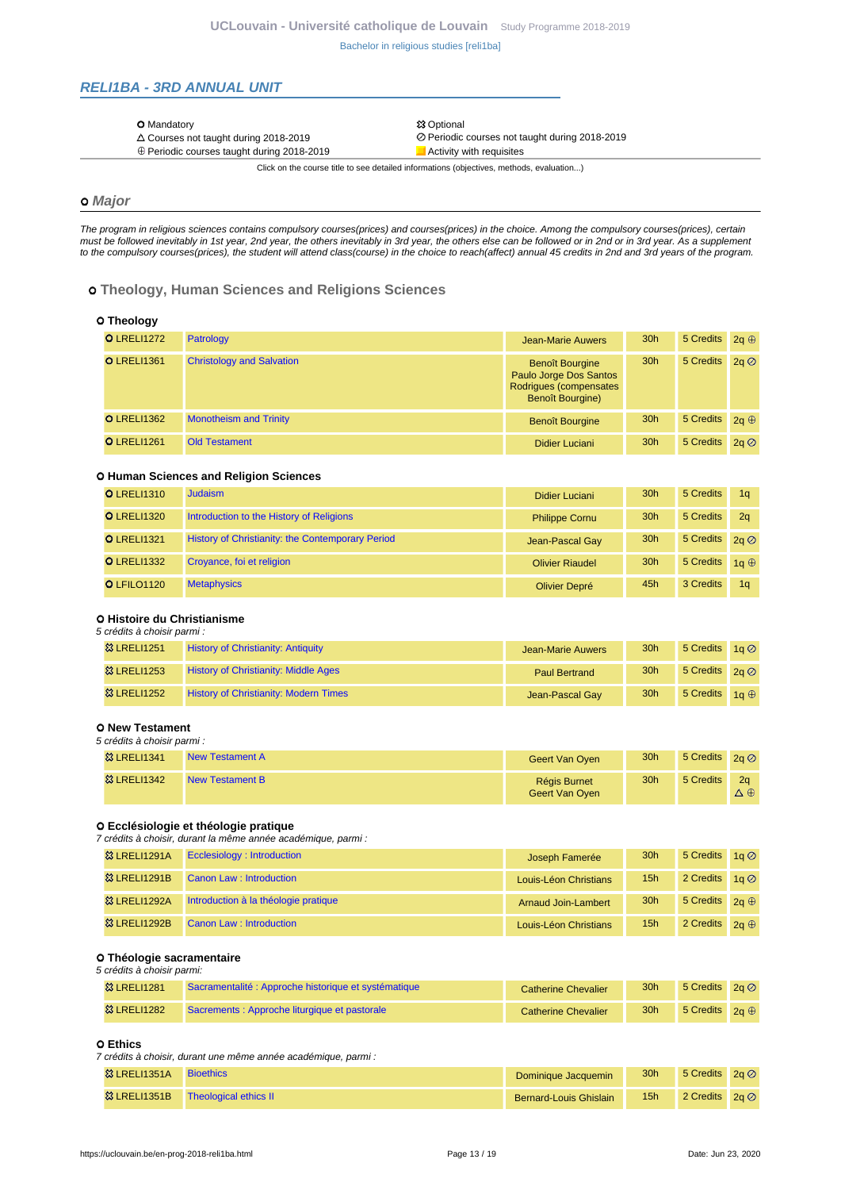## RELI1BA - 3RD ANNUAL UNIT

○ Mandatory
△ Courses not taught during 2018-2019
⊕ Periodic courses taught during 2018-2019
✠ Optional
⊘ Periodic courses not taught during 2018-2019
■ Activity with requisites

Click on the course title to see detailed informations (objectives, methods, evaluation...)

### ○ Major

*The program in religious sciences contains compulsory courses(prices) and courses(prices) in the choice. Among the compulsory courses(prices), certain must be followed inevitably in 1st year, 2nd year, the others inevitably in 3rd year, the others else can be followed or in 2nd or in 3rd year. As a supplement to the compulsory courses(prices), the student will attend class(course) in the choice to reach(affect) annual 45 credits in 2nd and 3rd years of the program.*

#### ○ Theology, Human Sciences and Religions Sciences

**○ Theology**

| Code | Title | Teacher(s) | Hours | Credits | Term |
|---|---|---|---|---|---|
| ○ LRELI1272 | Patrology | Jean-Marie Auwers | 30h | 5 Credits | 2q ⊕ |
| ○ LRELI1361 | Christology and Salvation | Benoît Bourgine Paulo Jorge Dos Santos Rodrigues (compensates Benoît Bourgine) | 30h | 5 Credits | 2q ⊘ |
| ○ LRELI1362 | Monotheism and Trinity | Benoît Bourgine | 30h | 5 Credits | 2q ⊕ |
| ○ LRELI1261 | Old Testament | Didier Luciani | 30h | 5 Credits | 2q ⊘ |

**○ Human Sciences and Religion Sciences**

| Code | Title | Teacher(s) | Hours | Credits | Term |
|---|---|---|---|---|---|
| ○ LRELI1310 | Judaism | Didier Luciani | 30h | 5 Credits | 1q |
| ○ LRELI1320 | Introduction to the History of Religions | Philippe Cornu | 30h | 5 Credits | 2q |
| ○ LRELI1321 | History of Christianity: the Contemporary Period | Jean-Pascal Gay | 30h | 5 Credits | 2q ⊘ |
| ○ LRELI1332 | Croyance, foi et religion | Olivier Riaudel | 30h | 5 Credits | 1q ⊕ |
| ○ LFILO1120 | Metaphysics | Olivier Depré | 45h | 3 Credits | 1q |

**○ Histoire du Christianisme**

*5 crédits à choisir parmi :*

| Code | Title | Teacher(s) | Hours | Credits | Term |
|---|---|---|---|---|---|
| ✠ LRELI1251 | History of Christianity: Antiquity | Jean-Marie Auwers | 30h | 5 Credits | 1q ⊘ |
| ✠ LRELI1253 | History of Christianity: Middle Ages | Paul Bertrand | 30h | 5 Credits | 2q ⊘ |
| ✠ LRELI1252 | History of Christianity: Modern Times | Jean-Pascal Gay | 30h | 5 Credits | 1q ⊕ |

**○ New Testament**

*5 crédits à choisir parmi :*

| Code | Title | Teacher(s) | Hours | Credits | Term |
|---|---|---|---|---|---|
| ✠ LRELI1341 | New Testament A | Geert Van Oyen | 30h | 5 Credits | 2q ⊘ |
| ✠ LRELI1342 | New Testament B | Régis Burnet Geert Van Oyen | 30h | 5 Credits | 2q △ ⊕ |

**○ Ecclésiologie et théologie pratique**

*7 crédits à choisir, durant la même année académique, parmi :*

| Code | Title | Teacher(s) | Hours | Credits | Term |
|---|---|---|---|---|---|
| ✠ LRELI1291A | Ecclesiology : Introduction | Joseph Famerée | 30h | 5 Credits | 1q ⊘ |
| ✠ LRELI1291B | Canon Law : Introduction | Louis-Léon Christians | 15h | 2 Credits | 1q ⊘ |
| ✠ LRELI1292A | Introduction à la théologie pratique | Arnaud Join-Lambert | 30h | 5 Credits | 2q ⊕ |
| ✠ LRELI1292B | Canon Law : Introduction | Louis-Léon Christians | 15h | 2 Credits | 2q ⊕ |

**○ Théologie sacramentaire**

*5 crédits à choisir parmi:*

| Code | Title | Teacher(s) | Hours | Credits | Term |
|---|---|---|---|---|---|
| ✠ LRELI1281 | Sacramentalité : Approche historique et systématique | Catherine Chevalier | 30h | 5 Credits | 2q ⊘ |
| ✠ LRELI1282 | Sacrements : Approche liturgique et pastorale | Catherine Chevalier | 30h | 5 Credits | 2q ⊕ |

**○ Ethics**

*7 crédits à choisir, durant une même année académique, parmi :*

| Code | Title | Teacher(s) | Hours | Credits | Term |
|---|---|---|---|---|---|
| ✠ LRELI1351A | Bioethics | Dominique Jacquemin | 30h | 5 Credits | 2q ⊘ |
| ✠ LRELI1351B | Theological ethics II | Bernard-Louis Ghislain | 15h | 2 Credits | 2q ⊘ |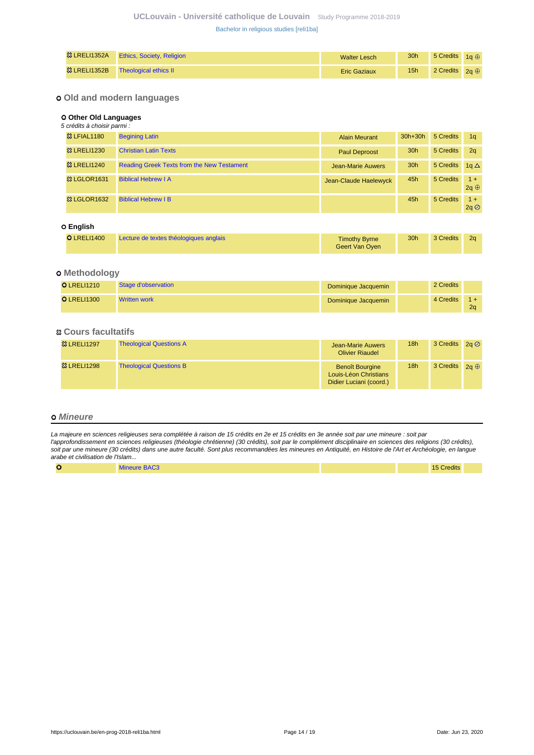| | | | | | |
|---|---|---|---|---|---|
| ✲ LRELI1352A | Ethics, Society, Religion | Walter Lesch | 30h | 5 Credits | 1q ⊕ |
| ✲ LRELI1352B | Theological ethics II | Eric Gaziaux | 15h | 2 Credits | 2q ⊕ |

## Old and modern languages

### Other Old Languages

*5 crédits à choisir parmi :*

| | | | | | |
|---|---|---|---|---|---|
| ✲ LFIAL1180 | Begining Latin | Alain Meurant | 30h+30h | 5 Credits | 1q |
| ✲ LRELI1230 | Christian Latin Texts | Paul Deproost | 30h | 5 Credits | 2q |
| ✲ LRELI1240 | Reading Greek Texts from the New Testament | Jean-Marie Auwers | 30h | 5 Credits | 1q △ |
| ✲ LGLOR1631 | Biblical Hebrew I A | Jean-Claude Haelewyck | 45h | 5 Credits | 1 + 2q ⊕ |
| ✲ LGLOR1632 | Biblical Hebrew I B | | 45h | 5 Credits | 1 + 2q ⊘ |

### English

| | | | | | |
|---|---|---|---|---|---|
| O LRELI1400 | Lecture de textes théologiques anglais | Timothy Byrne<br>Geert Van Oyen | 30h | 3 Credits | 2q |

## Methodology

| | | | | | |
|---|---|---|---|---|---|
| O LRELI1210 | Stage d'observation | Dominique Jacquemin | | 2 Credits | |
| O LRELI1300 | Written work | Dominique Jacquemin | | 4 Credits | 1 + 2q |

## Cours facultatifs

| | | | | | |
|---|---|---|---|---|---|
| ✲ LRELI1297 | Theological Questions A | Jean-Marie Auwers<br>Olivier Riaudel | 18h | 3 Credits | 2q ⊘ |
| ✲ LRELI1298 | Theological Questions B | Benoît Bourgine<br>Louis-Léon Christians<br>Didier Luciani (coord.) | 18h | 3 Credits | 2q ⊕ |

## *Mineure*

*La majeure en sciences religieuses sera complétée à raison de 15 crédits en 2e et 15 crédits en 3e année soit par une mineure : soit par l'approfondissement en sciences religieuses (théologie chrétienne) (30 crédits), soit par le complément disciplinaire en sciences des religions (30 crédits), soit par une mineure (30 crédits) dans une autre faculté. Sont plus recommandées les mineures en Antiquité, en Histoire de l'Art et Archéologie, en langue arabe et civilisation de l'Islam...*

| | | | | | |
|---|---|---|---|---|---|
| O | Mineure BAC3 | | | 15 Credits | |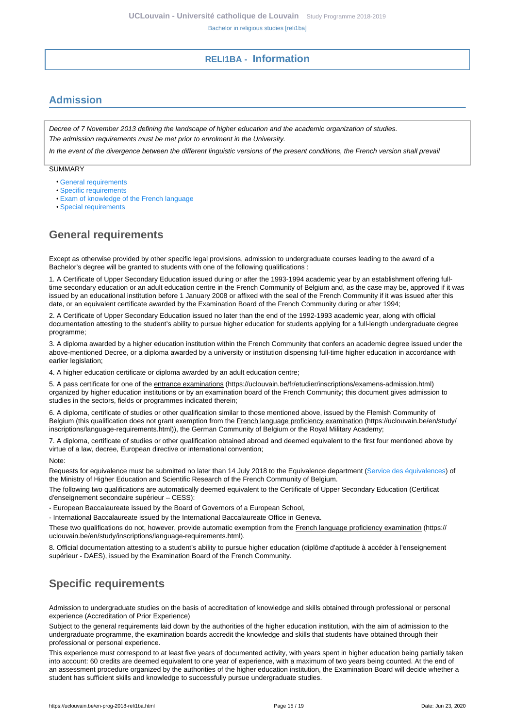# RELI1BA - Information

## Admission

*Decree of 7 November 2013 defining the landscape of higher education and the academic organization of studies.*
*The admission requirements must be met prior to enrolment in the University.*

*In the event of the divergence between the different linguistic versions of the present conditions, the French version shall prevail*

SUMMARY

- General requirements
- Specific requirements
- Exam of knowledge of the French language
- Special requirements

## General requirements

Except as otherwise provided by other specific legal provisions, admission to undergraduate courses leading to the award of a Bachelor's degree will be granted to students with one of the following qualifications :

1. A Certificate of Upper Secondary Education issued during or after the 1993-1994 academic year by an establishment offering full-time secondary education or an adult education centre in the French Community of Belgium and, as the case may be, approved if it was issued by an educational institution before 1 January 2008 or affixed with the seal of the French Community if it was issued after this date, or an equivalent certificate awarded by the Examination Board of the French Community during or after 1994;

2. A Certificate of Upper Secondary Education issued no later than the end of the 1992-1993 academic year, along with official documentation attesting to the student's ability to pursue higher education for students applying for a full-length undergraduate degree programme;

3. A diploma awarded by a higher education institution within the French Community that confers an academic degree issued under the above-mentioned Decree, or a diploma awarded by a university or institution dispensing full-time higher education in accordance with earlier legislation;

4. A higher education certificate or diploma awarded by an adult education centre;

5. A pass certificate for one of the entrance examinations (https://uclouvain.be/fr/etudier/inscriptions/examens-admission.html) organized by higher education institutions or by an examination board of the French Community; this document gives admission to studies in the sectors, fields or programmes indicated therein;

6. A diploma, certificate of studies or other qualification similar to those mentioned above, issued by the Flemish Community of Belgium (this qualification does not grant exemption from the French language proficiency examination (https://uclouvain.be/en/study/inscriptions/language-requirements.html)), the German Community of Belgium or the Royal Military Academy;

7. A diploma, certificate of studies or other qualification obtained abroad and deemed equivalent to the first four mentioned above by virtue of a law, decree, European directive or international convention;

Note:

Requests for equivalence must be submitted no later than 14 July 2018 to the Equivalence department (Service des équivalences) of the Ministry of Higher Education and Scientific Research of the French Community of Belgium.

The following two qualifications are automatically deemed equivalent to the Certificate of Upper Secondary Education (Certificat d'enseignement secondaire supérieur – CESS):

- European Baccalaureate issued by the Board of Governors of a European School,

- International Baccalaureate issued by the International Baccalaureate Office in Geneva.

These two qualifications do not, however, provide automatic exemption from the French language proficiency examination (https://uclouvain.be/en/study/inscriptions/language-requirements.html).

8. Official documentation attesting to a student's ability to pursue higher education (diplôme d'aptitude à accéder à l'enseignement supérieur - DAES), issued by the Examination Board of the French Community.

## Specific requirements

Admission to undergraduate studies on the basis of accreditation of knowledge and skills obtained through professional or personal experience (Accreditation of Prior Experience)

Subject to the general requirements laid down by the authorities of the higher education institution, with the aim of admission to the undergraduate programme, the examination boards accredit the knowledge and skills that students have obtained through their professional or personal experience.

This experience must correspond to at least five years of documented activity, with years spent in higher education being partially taken into account: 60 credits are deemed equivalent to one year of experience, with a maximum of two years being counted. At the end of an assessment procedure organized by the authorities of the higher education institution, the Examination Board will decide whether a student has sufficient skills and knowledge to successfully pursue undergraduate studies.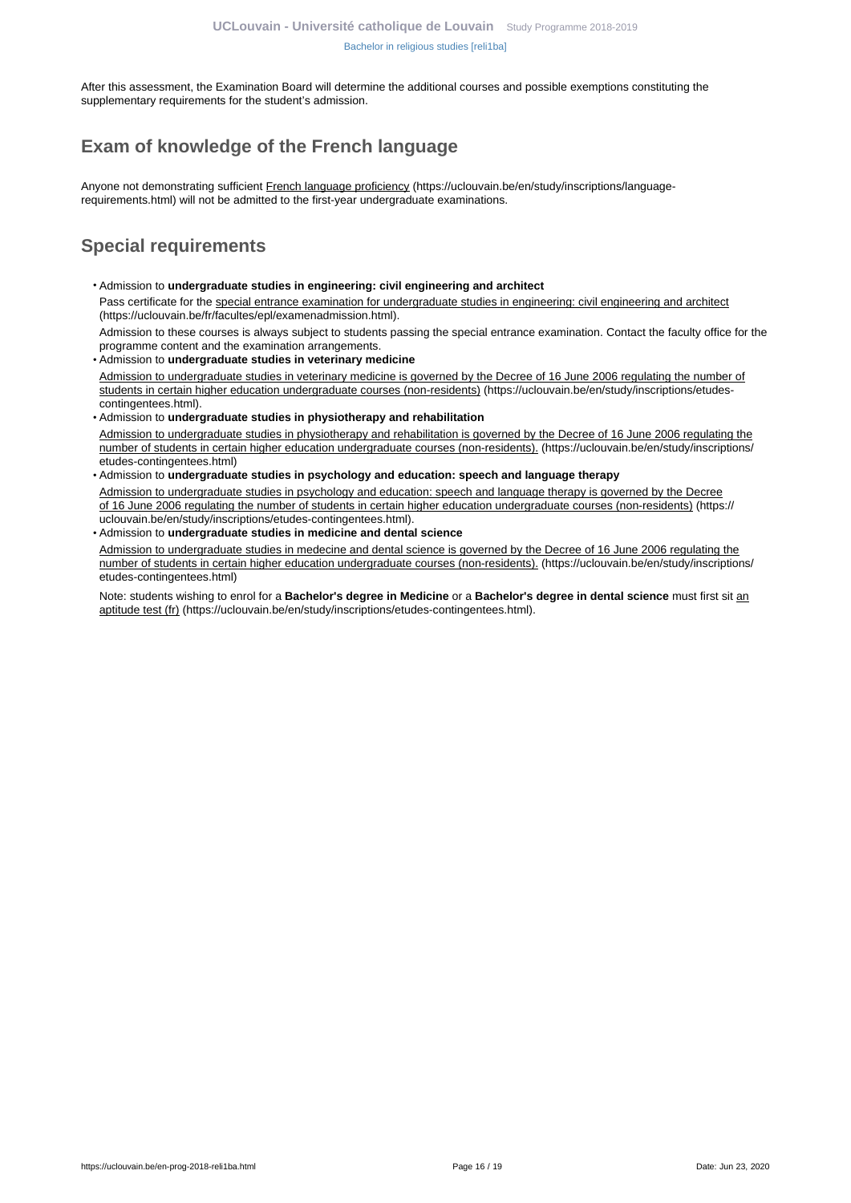After this assessment, the Examination Board will determine the additional courses and possible exemptions constituting the supplementary requirements for the student's admission.

## Exam of knowledge of the French language

Anyone not demonstrating sufficient French language proficiency (https://uclouvain.be/en/study/inscriptions/language-requirements.html) will not be admitted to the first-year undergraduate examinations.

## Special requirements

- Admission to **undergraduate studies in engineering: civil engineering and architect**

  Pass certificate for the special entrance examination for undergraduate studies in engineering: civil engineering and architect (https://uclouvain.be/fr/facultes/epl/examenadmission.html).

  Admission to these courses is always subject to students passing the special entrance examination. Contact the faculty office for the programme content and the examination arrangements.
- Admission to **undergraduate studies in veterinary medicine**

  Admission to undergraduate studies in veterinary medicine is governed by the Decree of 16 June 2006 regulating the number of students in certain higher education undergraduate courses (non-residents) (https://uclouvain.be/en/study/inscriptions/etudes-contingentees.html).
- Admission to **undergraduate studies in physiotherapy and rehabilitation**

  Admission to undergraduate studies in physiotherapy and rehabilitation is governed by the Decree of 16 June 2006 regulating the number of students in certain higher education undergraduate courses (non-residents). (https://uclouvain.be/en/study/inscriptions/etudes-contingentees.html)
- Admission to **undergraduate studies in psychology and education: speech and language therapy**

  Admission to undergraduate studies in psychology and education: speech and language therapy is governed by the Decree of 16 June 2006 regulating the number of students in certain higher education undergraduate courses (non-residents) (https://uclouvain.be/en/study/inscriptions/etudes-contingentees.html).
- Admission to **undergraduate studies in medicine and dental science**

  Admission to undergraduate studies in medecine and dental science is governed by the Decree of 16 June 2006 regulating the number of students in certain higher education undergraduate courses (non-residents). (https://uclouvain.be/en/study/inscriptions/etudes-contingentees.html)

  Note: students wishing to enrol for a **Bachelor's degree in Medicine** or a **Bachelor's degree in dental science** must first sit an aptitude test (fr) (https://uclouvain.be/en/study/inscriptions/etudes-contingentees.html).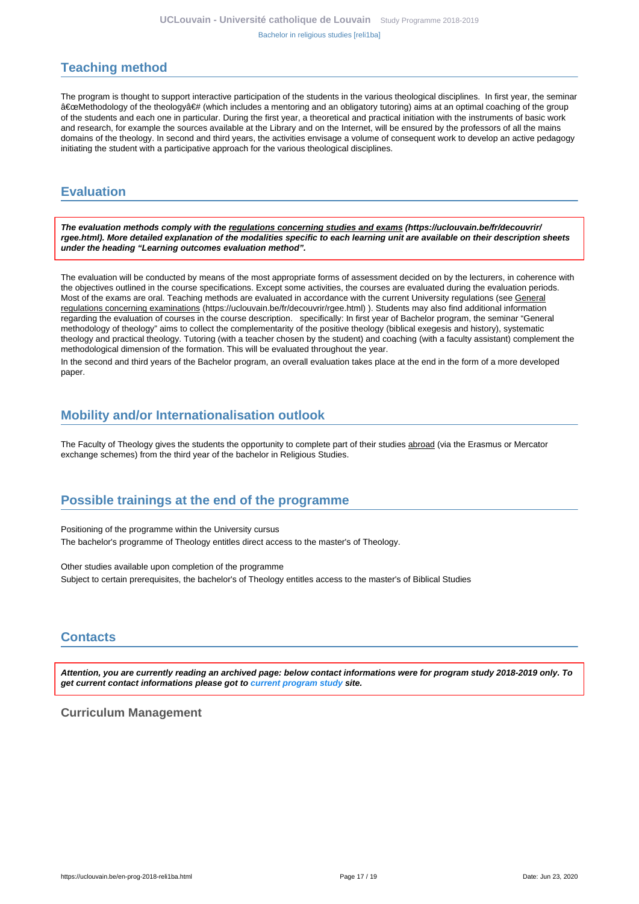## Teaching method

The program is thought to support interactive participation of the students in the various theological disciplines.  In first year, the seminar â€œMethodology of the theologyâ€# (which includes a mentoring and an obligatory tutoring) aims at an optimal coaching of the group of the students and each one in particular. During the first year, a theoretical and practical initiation with the instruments of basic work and research, for example the sources available at the Library and on the Internet, will be ensured by the professors of all the mains domains of the theology. In second and third years, the activities envisage a volume of consequent work to develop an active pedagogy initiating the student with a participative approach for the various theological disciplines.

## Evaluation

***The evaluation methods comply with the regulations concerning studies and exams (https://uclouvain.be/fr/decouvrir/rgee.html). More detailed explanation of the modalities specific to each learning unit are available on their description sheets under the heading "Learning outcomes evaluation method".***

The evaluation will be conducted by means of the most appropriate forms of assessment decided on by the lecturers, in coherence with the objectives outlined in the course specifications. Except some activities, the courses are evaluated during the evaluation periods. Most of the exams are oral. Teaching methods are evaluated in accordance with the current University regulations (see General regulations concerning examinations (https://uclouvain.be/fr/decouvrir/rgee.html) ). Students may also find additional information regarding the evaluation of courses in the course description.   specifically: In first year of Bachelor program, the seminar "General methodology of theology" aims to collect the complementarity of the positive theology (biblical exegesis and history), systematic theology and practical theology. Tutoring (with a teacher chosen by the student) and coaching (with a faculty assistant) complement the methodological dimension of the formation. This will be evaluated throughout the year.

In the second and third years of the Bachelor program, an overall evaluation takes place at the end in the form of a more developed paper.

## Mobility and/or Internationalisation outlook

The Faculty of Theology gives the students the opportunity to complete part of their studies abroad (via the Erasmus or Mercator exchange schemes) from the third year of the bachelor in Religious Studies.

## Possible trainings at the end of the programme

Positioning of the programme within the University cursus

The bachelor's programme of Theology entitles direct access to the master's of Theology.

Other studies available upon completion of the programme

Subject to certain prerequisites, the bachelor's of Theology entitles access to the master's of Biblical Studies

## Contacts

***Attention, you are currently reading an archived page: below contact informations were for program study 2018-2019 only. To get current contact informations please got to current program study site.***

### Curriculum Management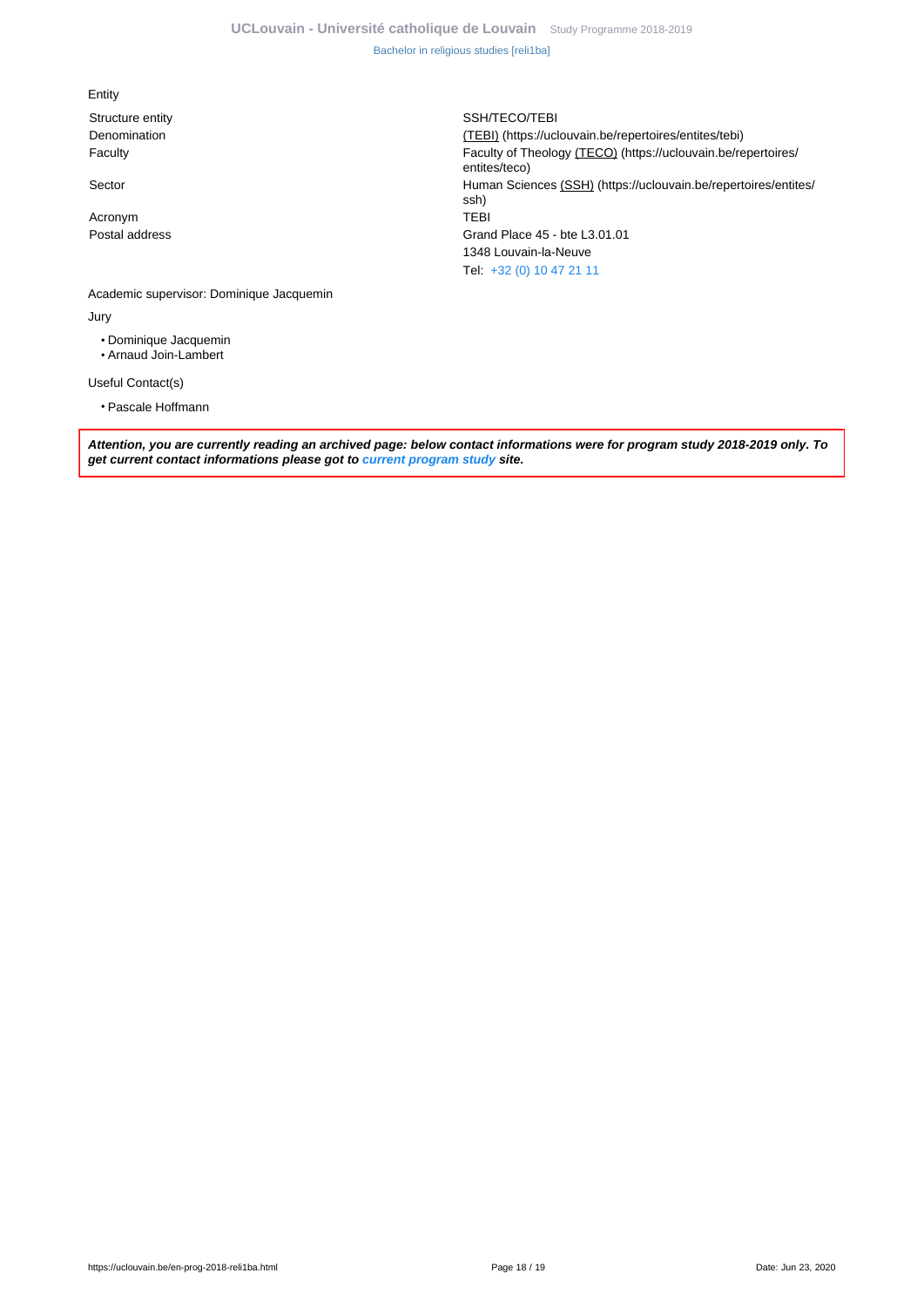Entity

| | |
|---|---|
| Structure entity | SSH/TECO/TEBI |
| Denomination | (TEBI) (https://uclouvain.be/repertoires/entites/tebi) |
| Faculty | Faculty of Theology (TECO) (https://uclouvain.be/repertoires/entites/teco) |
| Sector | Human Sciences (SSH) (https://uclouvain.be/repertoires/entites/ssh) |
| Acronym | TEBI |
| Postal address | Grand Place 45 - bte L3.01.01<br>1348 Louvain-la-Neuve<br>Tel: +32 (0) 10 47 21 11 |

Academic supervisor: Dominique Jacquemin

Jury

- Dominique Jacquemin
- Arnaud Join-Lambert

Useful Contact(s)

- Pascale Hoffmann

***Attention, you are currently reading an archived page: below contact informations were for program study 2018-2019 only. To get current contact informations please got to current program study site.***